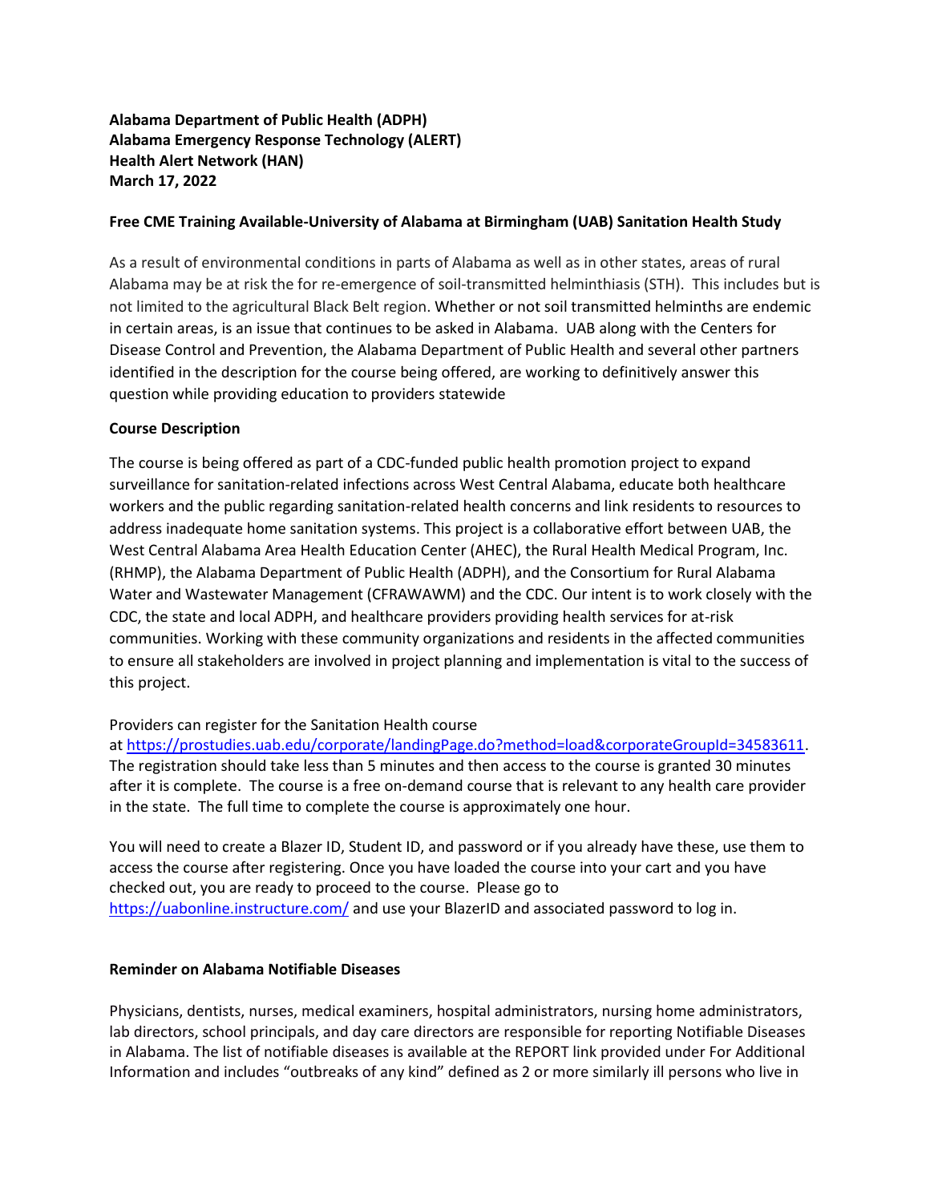**Alabama Department of Public Health (ADPH)**
**Alabama Emergency Response Technology (ALERT)**
**Health Alert Network (HAN)**
**March 17, 2022**

**Free CME Training Available-University of Alabama at Birmingham (UAB) Sanitation Health Study**

As a result of environmental conditions in parts of Alabama as well as in other states, areas of rural Alabama may be at risk the for re-emergence of soil-transmitted helminthiasis (STH). This includes but is not limited to the agricultural Black Belt region. Whether or not soil transmitted helminths are endemic in certain areas, is an issue that continues to be asked in Alabama. UAB along with the Centers for Disease Control and Prevention, the Alabama Department of Public Health and several other partners identified in the description for the course being offered, are working to definitively answer this question while providing education to providers statewide

**Course Description**

The course is being offered as part of a CDC-funded public health promotion project to expand surveillance for sanitation-related infections across West Central Alabama, educate both healthcare workers and the public regarding sanitation-related health concerns and link residents to resources to address inadequate home sanitation systems. This project is a collaborative effort between UAB, the West Central Alabama Area Health Education Center (AHEC), the Rural Health Medical Program, Inc. (RHMP), the Alabama Department of Public Health (ADPH), and the Consortium for Rural Alabama Water and Wastewater Management (CFRAWAWM) and the CDC. Our intent is to work closely with the CDC, the state and local ADPH, and healthcare providers providing health services for at-risk communities. Working with these community organizations and residents in the affected communities to ensure all stakeholders are involved in project planning and implementation is vital to the success of this project.

Providers can register for the Sanitation Health course at https://prostudies.uab.edu/corporate/landingPage.do?method=load&corporateGroupId=34583611. The registration should take less than 5 minutes and then access to the course is granted 30 minutes after it is complete. The course is a free on-demand course that is relevant to any health care provider in the state. The full time to complete the course is approximately one hour.

You will need to create a Blazer ID, Student ID, and password or if you already have these, use them to access the course after registering. Once you have loaded the course into your cart and you have checked out, you are ready to proceed to the course. Please go to https://uabonline.instructure.com/ and use your BlazerID and associated password to log in.

**Reminder on Alabama Notifiable Diseases**

Physicians, dentists, nurses, medical examiners, hospital administrators, nursing home administrators, lab directors, school principals, and day care directors are responsible for reporting Notifiable Diseases in Alabama. The list of notifiable diseases is available at the REPORT link provided under For Additional Information and includes "outbreaks of any kind" defined as 2 or more similarly ill persons who live in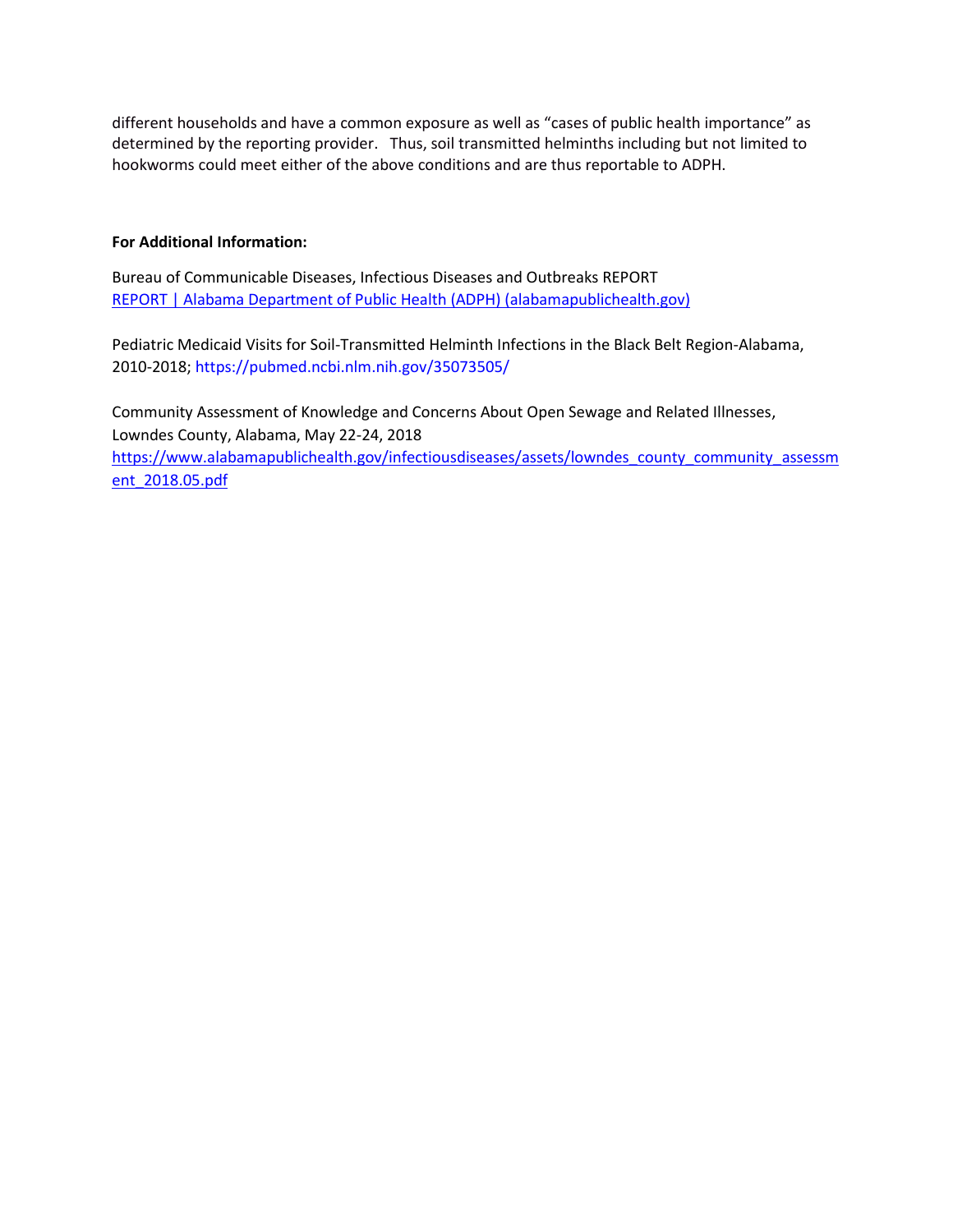different households and have a common exposure as well as "cases of public health importance" as determined by the reporting provider. Thus, soil transmitted helminths including but not limited to hookworms could meet either of the above conditions and are thus reportable to ADPH.

**For Additional Information:**

Bureau of Communicable Diseases, Infectious Diseases and Outbreaks REPORT
[REPORT | Alabama Department of Public Health (ADPH) (alabamapublichealth.gov)](https://www.alabamapublichealth.gov)

Pediatric Medicaid Visits for Soil-Transmitted Helminth Infections in the Black Belt Region-Alabama, 2010-2018; https://pubmed.ncbi.nlm.nih.gov/35073505/

Community Assessment of Knowledge and Concerns About Open Sewage and Related Illnesses, Lowndes County, Alabama, May 22-24, 2018
https://www.alabamapublichealth.gov/infectiousdiseases/assets/lowndes_county_community_assessment_2018.05.pdf